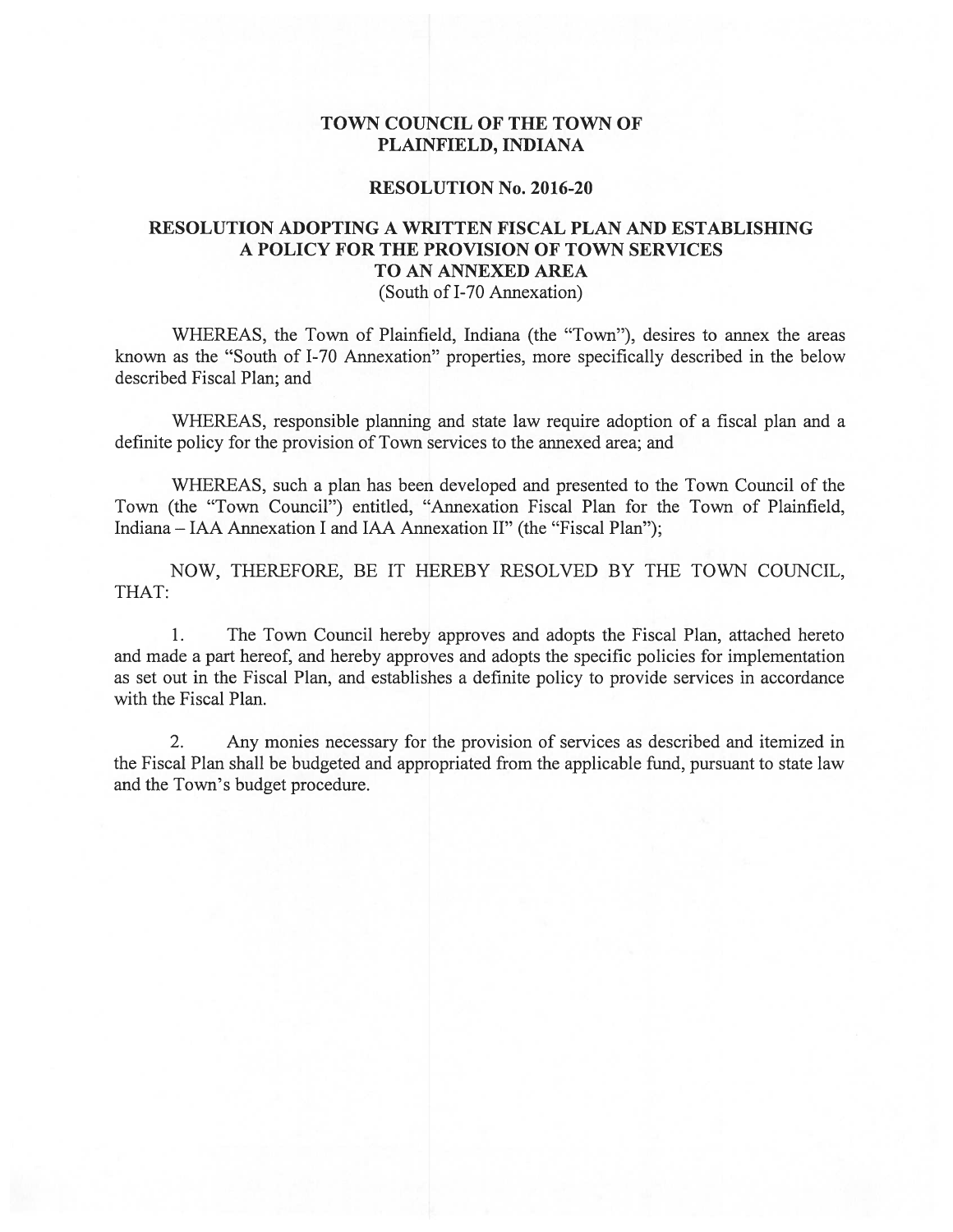# TOWN COUNCIL OF THE TOWN OF PLAINFIELD, INDIANA

## RESOLUTION No. 2016-20

## RESOLUTION ADOPTING A WRITTEN FISCAL PLAN AND ESTABLISHING A POLICY FOR THE PROVISION OF TOWN SERVICES TO AN ANNEXED AREA

(South of I-70 Annexation)

WHEREAS, the Town of Plainfield, Indiana (the "Town"), desires to annex the areas known as the "South of I-70 Annexation" properties, more specifically described in the below described Fiscal Plan; and

WHEREAS, responsible planning and state law require adoption of a fiscal plan and a definite policy for the provision of Town services to the annexed area; and

WHEREAS, such a plan has been developed and presented to the Town Council of the Town (the "Town Council") entitled, "Annexation Fiscal Plan for the Town of Plainfield, Indiana – IAA Annexation I and IAA Annexation II" (the "Fiscal Plan");

NOW, THEREFORE, BE IT HEREBY RESOLVED BY THE TOWN COUNCIL, THAT:

1. The Town Council hereby approves and adopts the Fiscal Plan, attached hereto and made a part hereof, and hereby approves and adopts the specific policies for implementation as set out in the Fiscal Plan, and establishes a definite policy to provide services in accordance with the Fiscal Plan.

2. Any monies necessary for the provision of services as described and itemized in the Fiscal Plan shall be budgeted and appropriated from the applicable fund, pursuant to state law and the Town's budget procedure.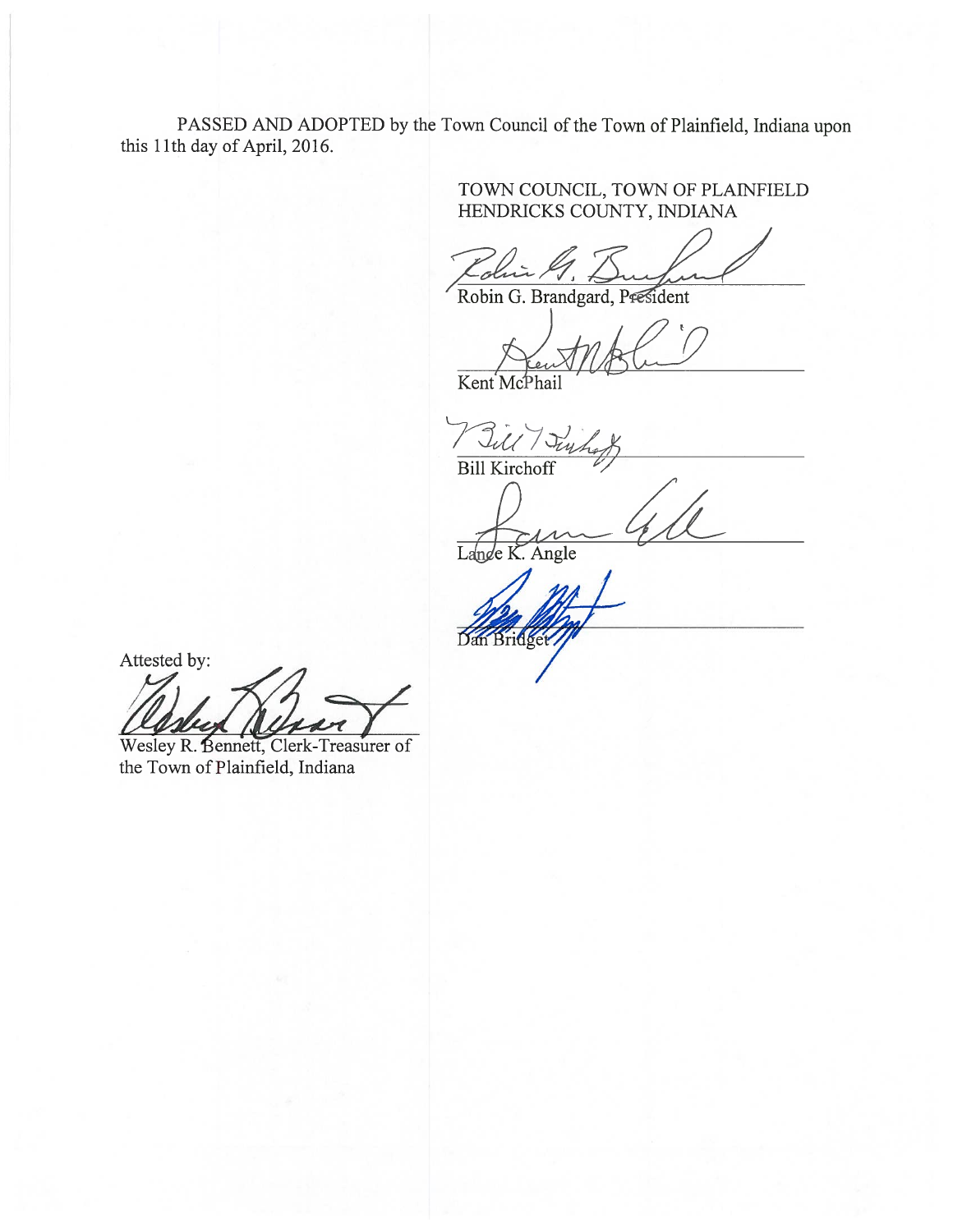PASSED AND ADOPTED by the Town Council of the Town of Plainfield, Indiana upon this 11th day of April, 2016.

TOWN COUNCIL, TOWN OF PLAINFIELD
HENDRICKS COUNTY, INDIANA

Robin G. Brandgard, President

Kent McPhail

Bill Kirchoff

Lance K. Angle

Dan Bridget

Attested by:

Wesley R. Bennett, Clerk-Treasurer of the Town of Plainfield, Indiana